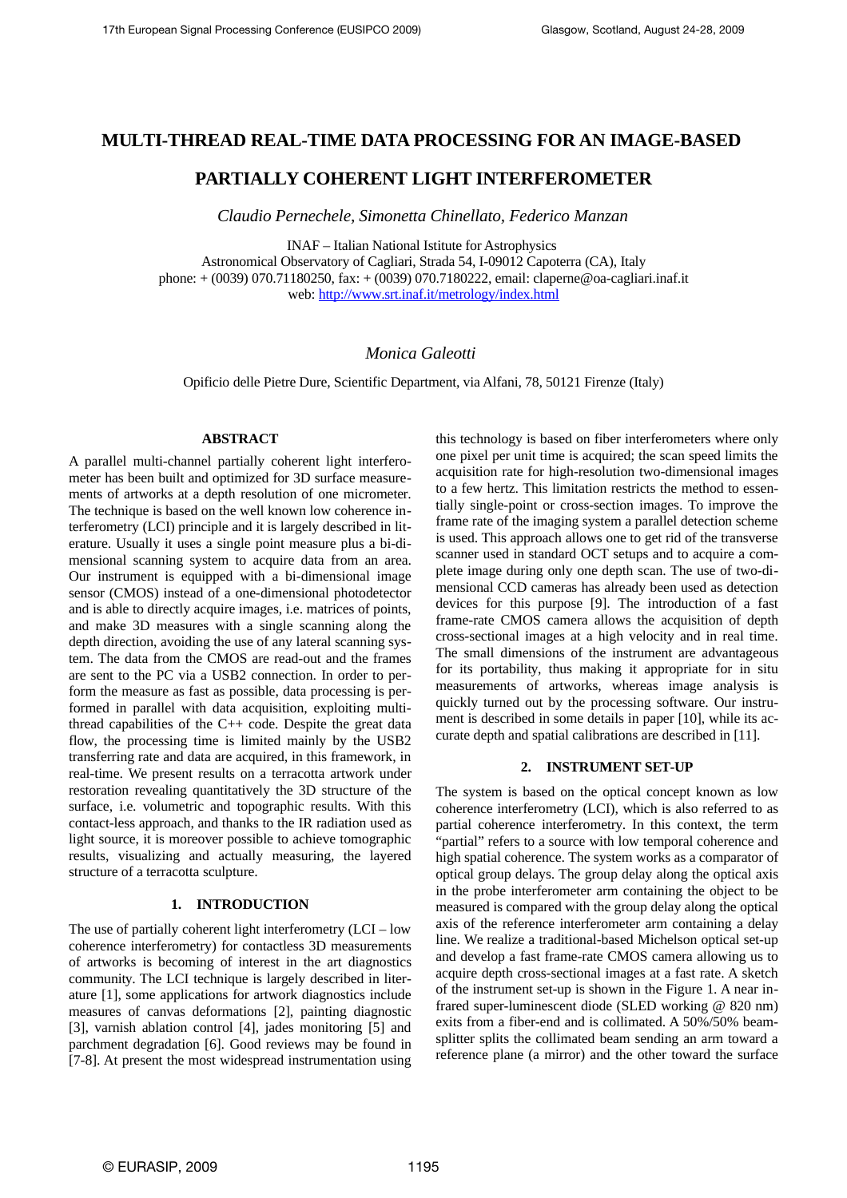# MULTI-THREAD REAL-TIME DATA PROCESSING FOR AN IMAGE-BASED PARTIALLY COHERENT LIGHT INTERFEROMETER

*Claudio Pernechele, Simonetta Chinellato, Federico Manzan*

INAF – Italian National Istitute for Astrophysics
Astronomical Observatory of Cagliari, Strada 54, I-09012 Capoterra (CA), Italy
phone: + (0039) 070.71180250, fax: + (0039) 070.7180222, email: claperne@oa-cagliari.inaf.it
web: http://www.srt.inaf.it/metrology/index.html

*Monica Galeotti*

Opificio delle Pietre Dure, Scientific Department, via Alfani, 78, 50121 Firenze (Italy)

## ABSTRACT

A parallel multi-channel partially coherent light interferometer has been built and optimized for 3D surface measurements of artworks at a depth resolution of one micrometer. The technique is based on the well known low coherence interferometry (LCI) principle and it is largely described in literature. Usually it uses a single point measure plus a bi-dimensional scanning system to acquire data from an area. Our instrument is equipped with a bi-dimensional image sensor (CMOS) instead of a one-dimensional photodetector and is able to directly acquire images, i.e. matrices of points, and make 3D measures with a single scanning along the depth direction, avoiding the use of any lateral scanning system. The data from the CMOS are read-out and the frames are sent to the PC via a USB2 connection. In order to perform the measure as fast as possible, data processing is performed in parallel with data acquisition, exploiting multi-thread capabilities of the C++ code. Despite the great data flow, the processing time is limited mainly by the USB2 transferring rate and data are acquired, in this framework, in real-time. We present results on a terracotta artwork under restoration revealing quantitatively the 3D structure of the surface, i.e. volumetric and topographic results. With this contact-less approach, and thanks to the IR radiation used as light source, it is moreover possible to achieve tomographic results, visualizing and actually measuring, the layered structure of a terracotta sculpture.

## 1. INTRODUCTION

The use of partially coherent light interferometry (LCI – low coherence interferometry) for contactless 3D measurements of artworks is becoming of interest in the art diagnostics community. The LCI technique is largely described in literature [1], some applications for artwork diagnostics include measures of canvas deformations [2], painting diagnostic [3], varnish ablation control [4], jades monitoring [5] and parchment degradation [6]. Good reviews may be found in [7-8]. At present the most widespread instrumentation using this technology is based on fiber interferometers where only one pixel per unit time is acquired; the scan speed limits the acquisition rate for high-resolution two-dimensional images to a few hertz. This limitation restricts the method to essentially single-point or cross-section images. To improve the frame rate of the imaging system a parallel detection scheme is used. This approach allows one to get rid of the transverse scanner used in standard OCT setups and to acquire a complete image during only one depth scan. The use of two-dimensional CCD cameras has already been used as detection devices for this purpose [9]. The introduction of a fast frame-rate CMOS camera allows the acquisition of depth cross-sectional images at a high velocity and in real time. The small dimensions of the instrument are advantageous for its portability, thus making it appropriate for in situ measurements of artworks, whereas image analysis is quickly turned out by the processing software. Our instrument is described in some details in paper [10], while its accurate depth and spatial calibrations are described in [11].

## 2. INSTRUMENT SET-UP

The system is based on the optical concept known as low coherence interferometry (LCI), which is also referred to as partial coherence interferometry. In this context, the term "partial" refers to a source with low temporal coherence and high spatial coherence. The system works as a comparator of optical group delays. The group delay along the optical axis in the probe interferometer arm containing the object to be measured is compared with the group delay along the optical axis of the reference interferometer arm containing a delay line. We realize a traditional-based Michelson optical set-up and develop a fast frame-rate CMOS camera allowing us to acquire depth cross-sectional images at a fast rate. A sketch of the instrument set-up is shown in the Figure 1. A near infrared super-luminescent diode (SLED working @ 820 nm) exits from a fiber-end and is collimated. A 50%/50% beam-splitter splits the collimated beam sending an arm toward a reference plane (a mirror) and the other toward the surface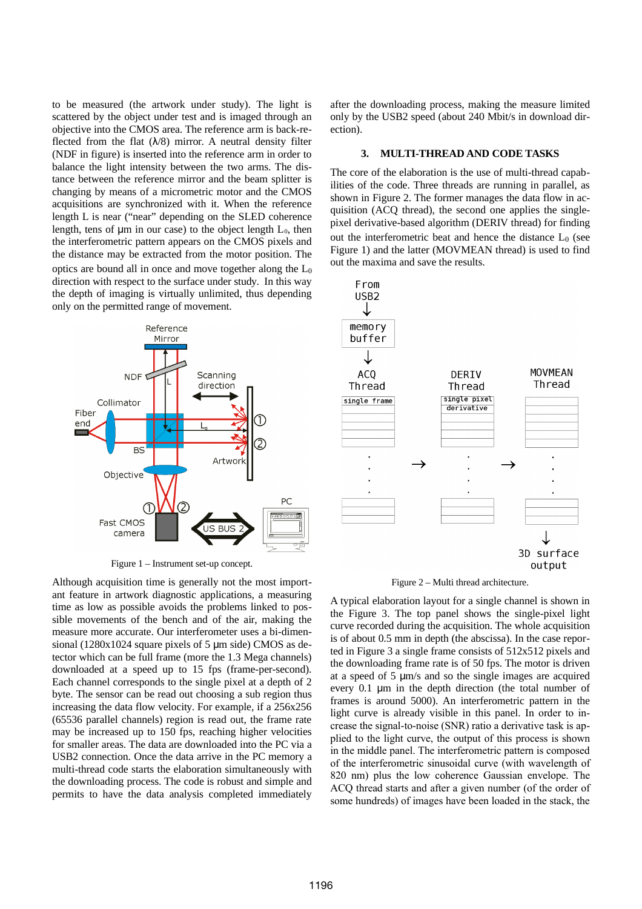to be measured (the artwork under study). The light is scattered by the object under test and is imaged through an objective into the CMOS area. The reference arm is back-reflected from the flat (λ/8) mirror. A neutral density filter (NDF in figure) is inserted into the reference arm in order to balance the light intensity between the two arms. The distance between the reference mirror and the beam splitter is changing by means of a micrometric motor and the CMOS acquisitions are synchronized with it. When the reference length L is near ("near" depending on the SLED coherence length, tens of μm in our case) to the object length $L_0$, then the interferometric pattern appears on the CMOS pixels and the distance may be extracted from the motor position. The optics are bound all in once and move together along the $L_0$ direction with respect to the surface under study. In this way the depth of imaging is virtually unlimited, thus depending only on the permitted range of movement.

Figure 1 – Instrument set-up concept.

Although acquisition time is generally not the most important feature in artwork diagnostic applications, a measuring time as low as possible avoids the problems linked to possible movements of the bench and of the air, making the measure more accurate. Our interferometer uses a bi-dimensional (1280x1024 square pixels of 5 μm side) CMOS as detector which can be full frame (more the 1.3 Mega channels) downloaded at a speed up to 15 fps (frame-per-second). Each channel corresponds to the single pixel at a depth of 2 byte. The sensor can be read out choosing a sub region thus increasing the data flow velocity. For example, if a 256x256 (65536 parallel channels) region is read out, the frame rate may be increased up to 150 fps, reaching higher velocities for smaller areas. The data are downloaded into the PC via a USB2 connection. Once the data arrive in the PC memory a multi-thread code starts the elaboration simultaneously with the downloading process. The code is robust and simple and permits to have the data analysis completed immediately after the downloading process, making the measure limited only by the USB2 speed (about 240 Mbit/s in download direction).

## 3. MULTI-THREAD AND CODE TASKS

The core of the elaboration is the use of multi-thread capabilities of the code. Three threads are running in parallel, as shown in Figure 2. The former manages the data flow in acquisition (ACQ thread), the second one applies the single-pixel derivative-based algorithm (DERIV thread) for finding out the interferometric beat and hence the distance $L_0$ (see Figure 1) and the latter (MOVMEAN thread) is used to find out the maxima and save the results.

Figure 2 – Multi thread architecture.

A typical elaboration layout for a single channel is shown in the Figure 3. The top panel shows the single-pixel light curve recorded during the acquisition. The whole acquisition is of about 0.5 mm in depth (the abscissa). In the case reported in Figure 3 a single frame consists of 512x512 pixels and the downloading frame rate is of 50 fps. The motor is driven at a speed of 5 μm/s and so the single images are acquired every 0.1 μm in the depth direction (the total number of frames is around 5000). An interferometric pattern in the light curve is already visible in this panel. In order to increase the signal-to-noise (SNR) ratio a derivative task is applied to the light curve, the output of this process is shown in the middle panel. The interferometric pattern is composed of the interferometric sinusoidal curve (with wavelength of 820 nm) plus the low coherence Gaussian envelope. The ACQ thread starts and after a given number (of the order of some hundreds) of images have been loaded in the stack, the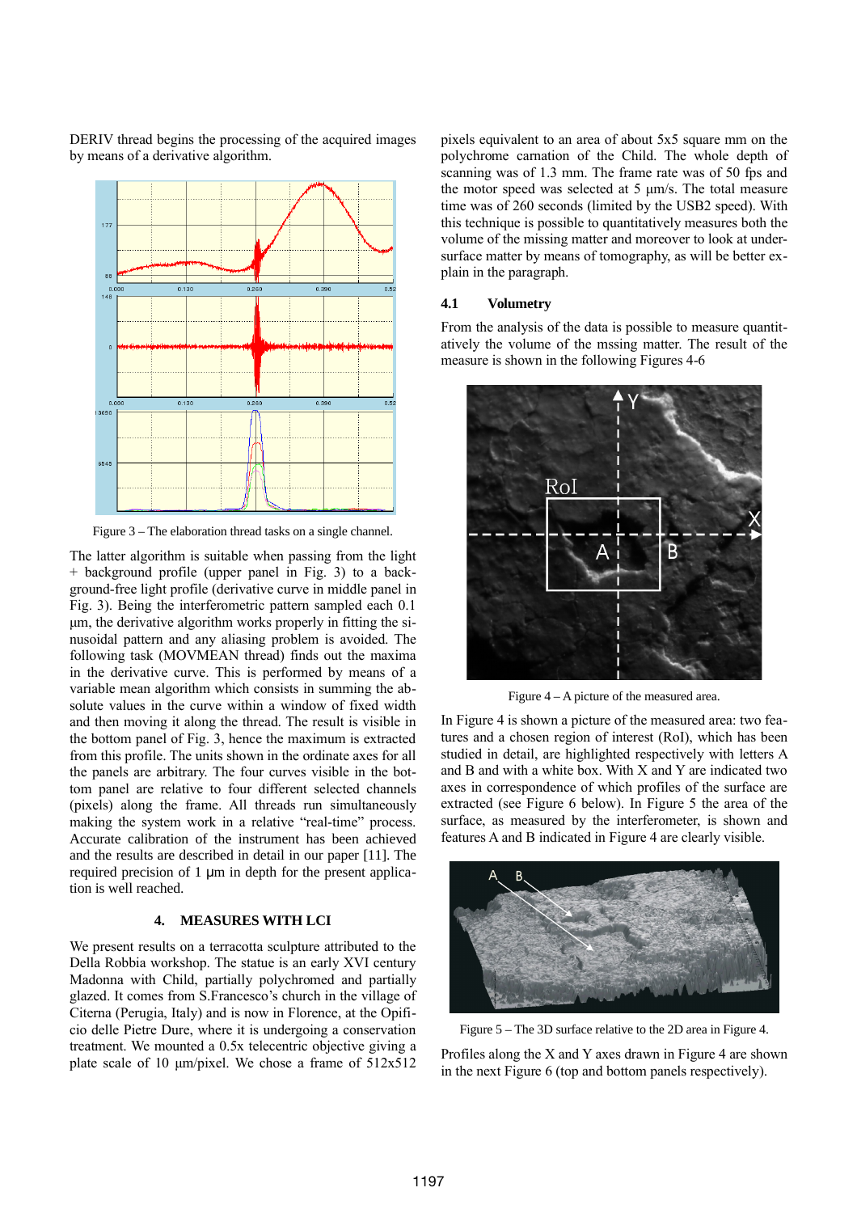DERIV thread begins the processing of the acquired images by means of a derivative algorithm.

Figure 3 – The elaboration thread tasks on a single channel.

The latter algorithm is suitable when passing from the light + background profile (upper panel in Fig. 3) to a background-free light profile (derivative curve in middle panel in Fig. 3). Being the interferometric pattern sampled each 0.1 µm, the derivative algorithm works properly in fitting the sinusoidal pattern and any aliasing problem is avoided. The following task (MOVMEAN thread) finds out the maxima in the derivative curve. This is performed by means of a variable mean algorithm which consists in summing the absolute values in the curve within a window of fixed width and then moving it along the thread. The result is visible in the bottom panel of Fig. 3, hence the maximum is extracted from this profile. The units shown in the ordinate axes for all the panels are arbitrary. The four curves visible in the bottom panel are relative to four different selected channels (pixels) along the frame. All threads run simultaneously making the system work in a relative "real-time" process. Accurate calibration of the instrument has been achieved and the results are described in detail in our paper [11]. The required precision of 1 µm in depth for the present application is well reached.

## 4. MEASURES WITH LCI

We present results on a terracotta sculpture attributed to the Della Robbia workshop. The statue is an early XVI century Madonna with Child, partially polychromed and partially glazed. It comes from S.Francesco's church in the village of Citerna (Perugia, Italy) and is now in Florence, at the Opificio delle Pietre Dure, where it is undergoing a conservation treatment. We mounted a 0.5x telecentric objective giving a plate scale of 10 µm/pixel. We chose a frame of 512x512 pixels equivalent to an area of about 5x5 square mm on the polychrome carnation of the Child. The whole depth of scanning was of 1.3 mm. The frame rate was of 50 fps and the motor speed was selected at 5 µm/s. The total measure time was of 260 seconds (limited by the USB2 speed). With this technique is possible to quantitatively measures both the volume of the missing matter and moreover to look at undersurface matter by means of tomography, as will be better explain in the paragraph.

### 4.1 Volumetry

From the analysis of the data is possible to measure quantitatively the volume of the mssing matter. The result of the measure is shown in the following Figures 4-6

Figure 4 – A picture of the measured area.

In Figure 4 is shown a picture of the measured area: two features and a chosen region of interest (RoI), which has been studied in detail, are highlighted respectively with letters A and B and with a white box. With X and Y are indicated two axes in correspondence of which profiles of the surface are extracted (see Figure 6 below). In Figure 5 the area of the surface, as measured by the interferometer, is shown and features A and B indicated in Figure 4 are clearly visible.

Figure 5 – The 3D surface relative to the 2D area in Figure 4.

Profiles along the X and Y axes drawn in Figure 4 are shown in the next Figure 6 (top and bottom panels respectively).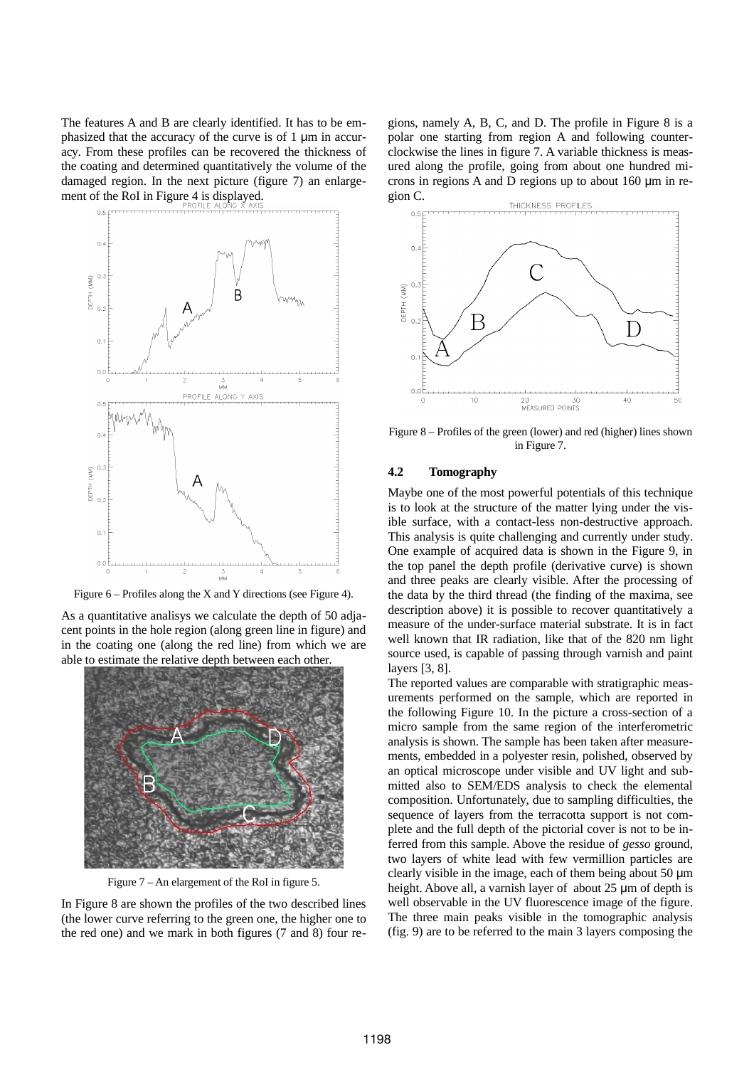The features A and B are clearly identified. It has to be emphasized that the accuracy of the curve is of 1 μm in accuracy. From these profiles can be recovered the thickness of the coating and determined quantitatively the volume of the damaged region. In the next picture (figure 7) an enlargement of the RoI in Figure 4 is displayed.

Figure 6 – Profiles along the X and Y directions (see Figure 4).

As a quantitative analisys we calculate the depth of 50 adjacent points in the hole region (along green line in figure) and in the coating one (along the red line) from which we are able to estimate the relative depth between each other.

Figure 7 – An elargement of the RoI in figure 5.

In Figure 8 are shown the profiles of the two described lines (the lower curve referring to the green one, the higher one to the red one) and we mark in both figures (7 and 8) four regions, namely A, B, C, and D. The profile in Figure 8 is a polar one starting from region A and following counterclockwise the lines in figure 7. A variable thickness is measured along the profile, going from about one hundred microns in regions A and D regions up to about 160 μm in region C.

Figure 8 – Profiles of the green (lower) and red (higher) lines shown in Figure 7.

### 4.2 Tomography

Maybe one of the most powerful potentials of this technique is to look at the structure of the matter lying under the visible surface, with a contact-less non-destructive approach. This analysis is quite challenging and currently under study. One example of acquired data is shown in the Figure 9, in the top panel the depth profile (derivative curve) is shown and three peaks are clearly visible. After the processing of the data by the third thread (the finding of the maxima, see description above) it is possible to recover quantitatively a measure of the under-surface material substrate. It is in fact well known that IR radiation, like that of the 820 nm light source used, is capable of passing through varnish and paint layers [3, 8].

The reported values are comparable with stratigraphic measurements performed on the sample, which are reported in the following Figure 10. In the picture a cross-section of a micro sample from the same region of the interferometric analysis is shown. The sample has been taken after measurements, embedded in a polyester resin, polished, observed by an optical microscope under visible and UV light and submitted also to SEM/EDS analysis to check the elemental composition. Unfortunately, due to sampling difficulties, the sequence of layers from the terracotta support is not complete and the full depth of the pictorial cover is not to be inferred from this sample. Above the residue of *gesso* ground, two layers of white lead with few vermillion particles are clearly visible in the image, each of them being about 50 μm height. Above all, a varnish layer of about 25 μm of depth is well observable in the UV fluorescence image of the figure. The three main peaks visible in the tomographic analysis (fig. 9) are to be referred to the main 3 layers composing the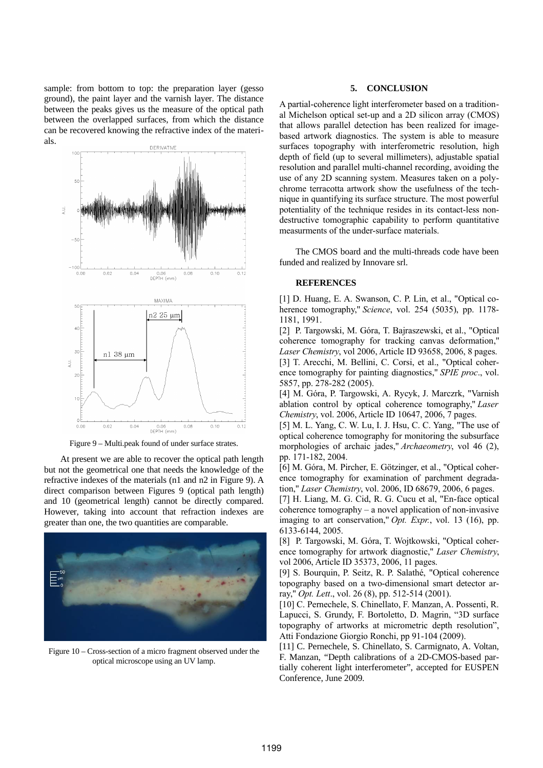sample: from bottom to top: the preparation layer (gesso ground), the paint layer and the varnish layer. The distance between the peaks gives us the measure of the optical path between the overlapped surfaces, from which the distance can be recovered knowing the refractive index of the materials.

DERIVATIVE

100
50
0
−50
−100
A.U.
0.00 0.02 0.04 0.06 0.08 0.10 0.12
DEPTH (mm)

MAXIMA

50
40
30
20
10
0
A.U.
n1 38 μm
n2 25 μm
0.00 0.02 0.04 0.06 0.08 0.10 0.12
DEPTH (mm)

Figure 9 – Multi.peak found of under surface strates.

At present we are able to recover the optical path length but not the geometrical one that needs the knowledge of the refractive indexes of the materials (n1 and n2 in Figure 9). A direct comparison between Figures 9 (optical path length) and 10 (geometrical length) cannot be directly compared. However, taking into account that refraction indexes are greater than one, the two quantities are comparable.

50
μm
0

Figure 10 – Cross-section of a micro fragment observed under the optical microscope using an UV lamp.

## 5. CONCLUSION

A partial-coherence light interferometer based on a traditional Michelson optical set-up and a 2D silicon array (CMOS) that allows parallel detection has been realized for image-based artwork diagnostics. The system is able to measure surfaces topography with interferometric resolution, high depth of field (up to several millimeters), adjustable spatial resolution and parallel multi-channel recording, avoiding the use of any 2D scanning system. Measures taken on a polychrome terracotta artwork show the usefulness of the technique in quantifying its surface structure. The most powerful potentiality of the technique resides in its contact-less non-destructive tomographic capability to perform quantitative measurments of the under-surface materials.

The CMOS board and the multi-threads code have been funded and realized by Innovare srl.

## REFERENCES

[1] D. Huang, E. A. Swanson, C. P. Lin, et al., "Optical coherence tomography," *Science*, vol. 254 (5035), pp. 1178-1181, 1991.

[2] P. Targowski, M. Góra, T. Bajraszewski, et al., "Optical coherence tomography for tracking canvas deformation," *Laser Chemistry*, vol 2006, Article ID 93658, 2006, 8 pages.

[3] T. Arecchi, M. Bellini, C. Corsi, et al., "Optical coherence tomography for painting diagnostics," *SPIE proc*., vol. 5857, pp. 278-282 (2005).

[4] M. Góra, P. Targowski, A. Rycyk, J. Marczrk, "Varnish ablation control by optical coherence tomography," *Laser Chemistry*, vol. 2006, Article ID 10647, 2006, 7 pages.

[5] M. L. Yang, C. W. Lu, I. J. Hsu, C. C. Yang, "The use of optical coherence tomography for monitoring the subsurface morphologies of archaic jades," *Archaeometry*, vol 46 (2), pp. 171-182, 2004.

[6] M. Góra, M. Pircher, E. Götzinger, et al., "Optical coherence tomography for examination of parchment degradation," *Laser Chemistry*, vol. 2006, ID 68679, 2006, 6 pages.

[7] H. Liang, M. G. Cid, R. G. Cucu et al, "En-face optical coherence tomography – a novel application of non-invasive imaging to art conservation," *Opt. Expr.*, vol. 13 (16), pp. 6133-6144, 2005.

[8] P. Targowski, M. Góra, T. Wojtkowski, "Optical coherence tomography for artwork diagnostic," *Laser Chemistry*, vol 2006, Article ID 35373, 2006, 11 pages.

[9] S. Bourquin, P. Seitz, R. P. Salathé, "Optical coherence topography based on a two-dimensional smart detector array," *Opt. Lett*., vol. 26 (8), pp. 512-514 (2001).

[10] C. Pernechele, S. Chinellato, F. Manzan, A. Possenti, R. Lapucci, S. Grundy, F. Bortoletto, D. Magrin, "3D surface topography of artworks at micrometric depth resolution", Atti Fondazione Giorgio Ronchi, pp 91-104 (2009).

[11] C. Pernechele, S. Chinellato, S. Carmignato, A. Voltan, F. Manzan, "Depth calibrations of a 2D-CMOS-based partially coherent light interferometer", accepted for EUSPEN Conference, June 2009.